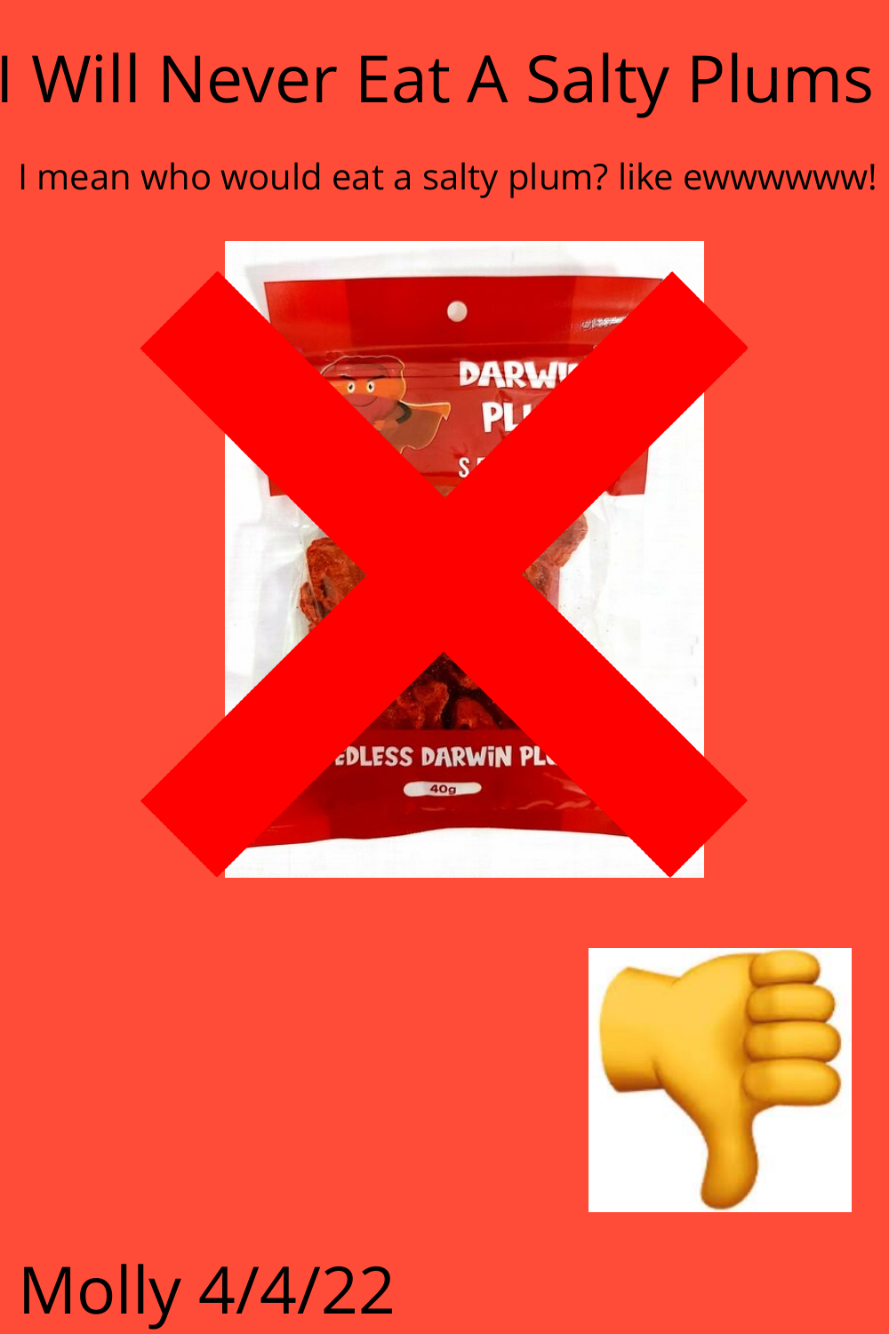# I Will Never Eat A Salty Plums

I mean who would eat a salty plum? like ewwwwwww!

Molly 4/4/22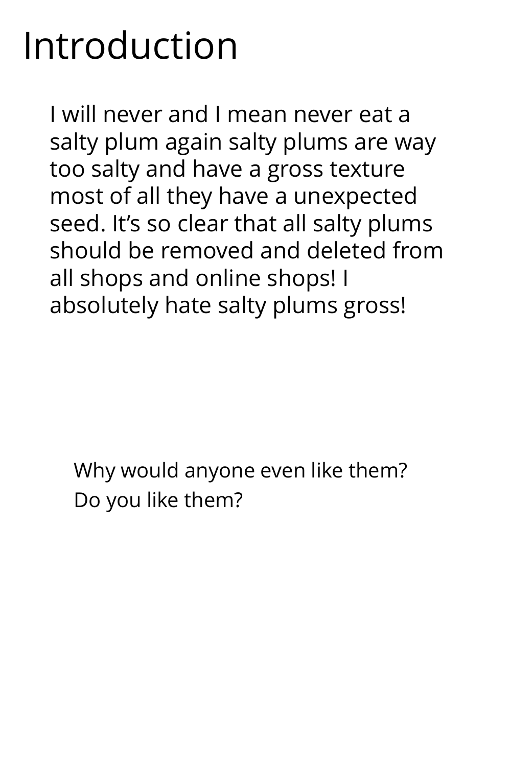# Introduction

I will never and I mean never eat a salty plum again salty plums are way too salty and have a gross texture most of all they have a unexpected seed. It’s so clear that all salty plums should be removed and deleted from all shops and online shops! I absolutely hate salty plums gross!

Why would anyone even like them?
Do you like them?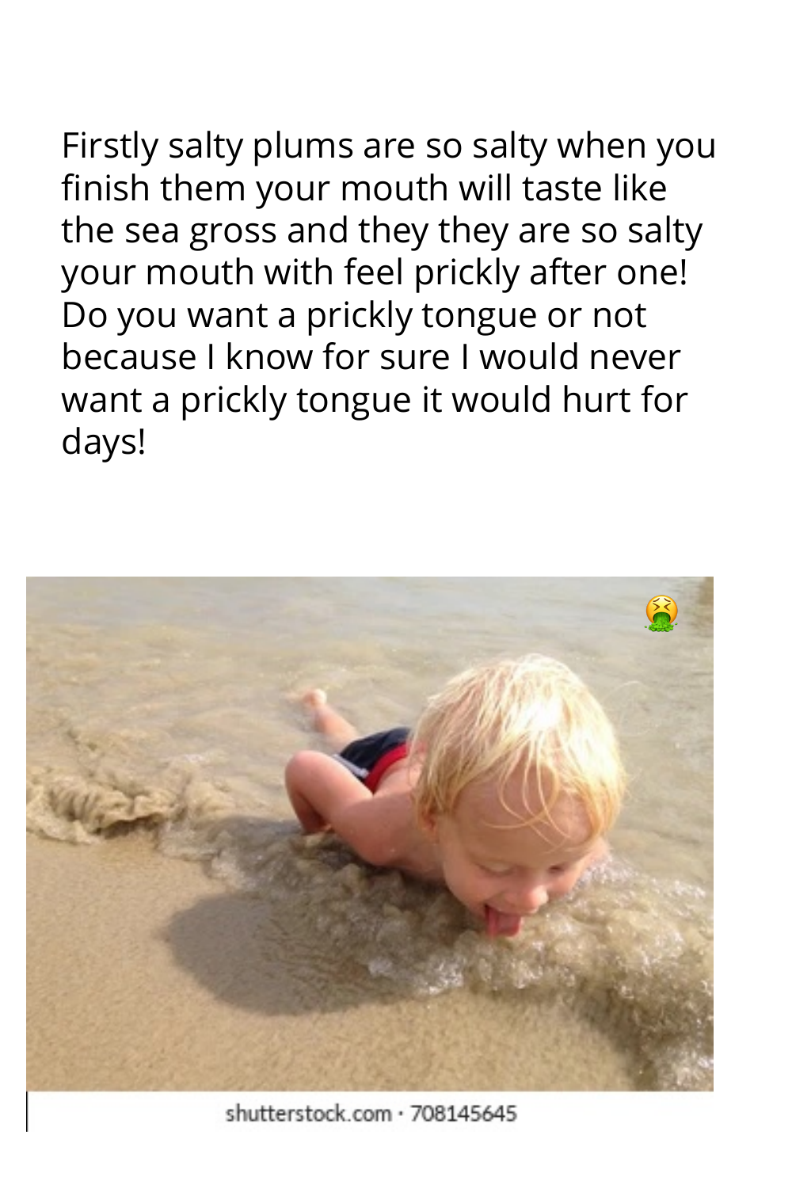Firstly salty plums are so salty when you finish them your mouth will taste like the sea gross and they they are so salty your mouth with feel prickly after one! Do you want a prickly tongue or not because I know for sure I would never want a prickly tongue it would hurt for days!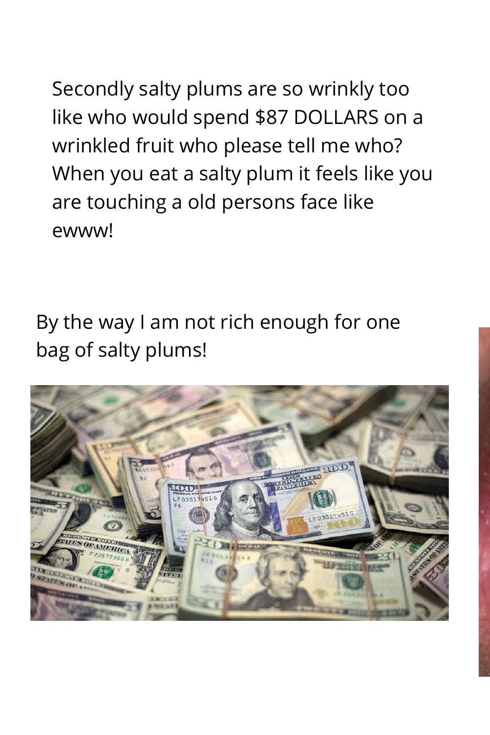Secondly salty plums are so wrinkly too like who would spend $87 DOLLARS on a wrinkled fruit who please tell me who? When you eat a salty plum it feels like you are touching a old persons face like ewww!

By the way I am not rich enough for one bag of salty plums!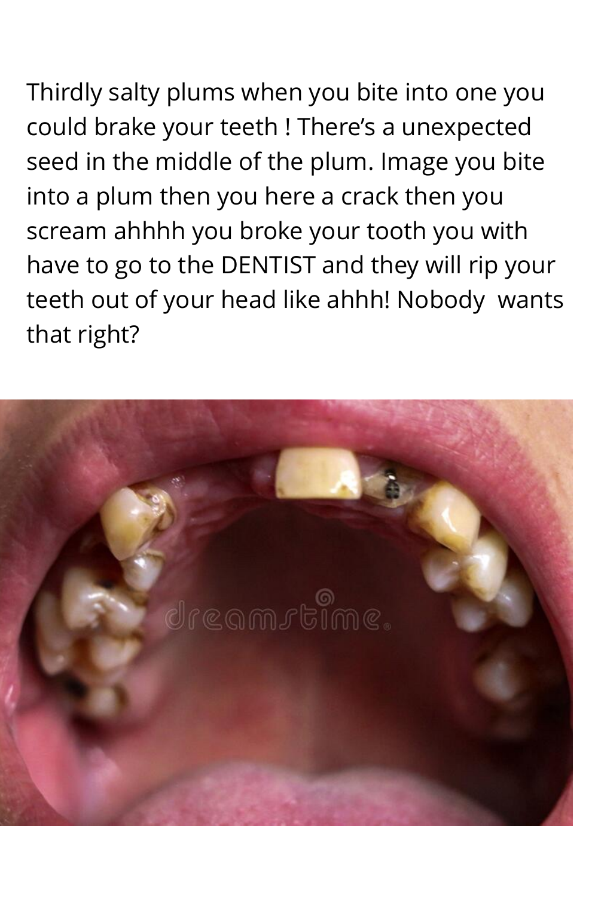Thirdly salty plums when you bite into one you could brake your teeth ! There's a unexpected seed in the middle of the plum. Image you bite into a plum then you here a crack then you scream ahhhh you broke your tooth you with have to go to the DENTIST and they will rip your teeth out of your head like ahhh! Nobody  wants that right?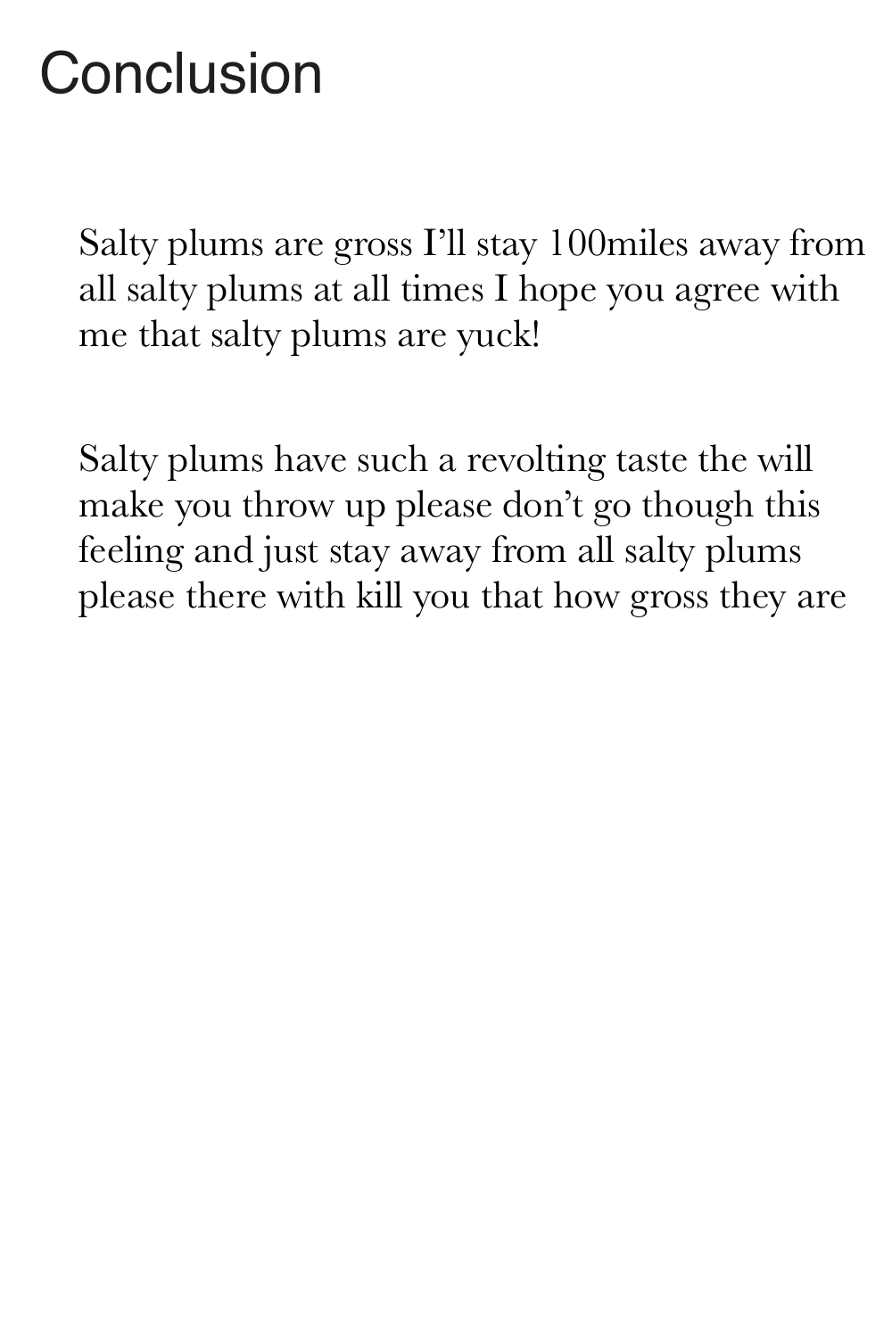# Conclusion

Salty plums are gross I'll stay 100miles away from all salty plums at all times I hope you agree with me that salty plums are yuck!

Salty plums have such a revolting taste the will make you throw up please don't go though this feeling and just stay away from all salty plums please there with kill you that how gross they are